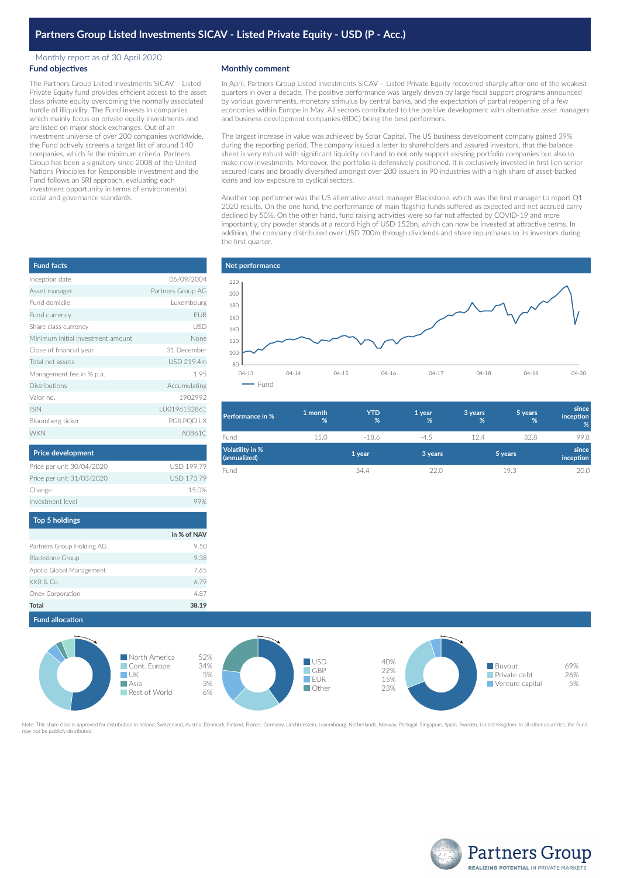# Partners Group Listed Investments SICAV - Listed Private Equity - USD (P - Acc.)

Monthly report as of 30 April 2020

## Fund objectives

The Partners Group Listed Investments SICAV – Listed Private Equity fund provides efficient access to the asset class private equity overcoming the normally associated hurdle of illiquidity. The Fund invests in companies which mainly focus on private equity investments and are listed on major stock exchanges. Out of an investment universe of over 200 companies worldwide, the Fund actively screens a target list of around 140 companies, which fit the minimum criteria. Partners Group has been a signatory since 2008 of the United Nations Principles for Responsible Investment and the Fund follows an SRI approach, evaluating each investment opportunity in terms of environmental, social and governance standards.

## Monthly comment

In April, Partners Group Listed Investments SICAV – Listed Private Equity recovered sharply after one of the weakest quarters in over a decade. The positive performance was largely driven by large fiscal support programs announced by various governments, monetary stimulus by central banks, and the expectation of partial reopening of a few economies within Europe in May. All sectors contributed to the positive development with alternative asset managers and business development companies (BDC) being the best performers.

The largest increase in value was achieved by Solar Capital. The US business development company gained 39% during the reporting period. The company issued a letter to shareholders and assured investors, that the balance sheet is very robust with significant liquidity on hand to not only support existing portfolio companies but also to make new investments. Moreover, the portfolio is defensively positioned. It is exclusively invested in first lien senior secured loans and broadly diversified amongst over 200 issuers in 90 industries with a high share of asset-backed loans and low exposure to cyclical sectors.

Another top performer was the US alternative asset manager Blackstone, which was the first manager to report Q1 2020 results. On the one hand, the performance of main flagship funds suffered as expected and net accrued carry declined by 50%. On the other hand, fund raising activities were so far not affected by COVID-19 and more importantly, dry powder stands at a record high of USD 152bn, which can now be invested at attractive terms. In addition, the company distributed over USD 700m through dividends and share repurchases to its investors during the first quarter.

## Fund facts

| | |
|---|---|
| Inception date | 06/09/2004 |
| Asset manager | Partners Group AG |
| Fund domicile | Luxembourg |
| Fund currency | EUR |
| Share class currency | USD |
| Minimum initial investment amount | None |
| Close of financial year | 31 December |
| Total net assets | USD 219.4m |
| Management fee in % p.a. | 1.95 |
| Distributions | Accumulating |
| Valor no. | 1902992 |
| ISIN | LU0196152861 |
| Bloomberg ticker | PGILPQD LX |
| WKN | A0B61C |

## Price development

| | |
|---|---|
| Price per unit 30/04/2020 | USD 199.79 |
| Price per unit 31/03/2020 | USD 173.79 |
| Change | 15.0% |
| Investment level | 99% |

## Top 5 holdings

| | in % of NAV |
|---|---|
| Partners Group Holding AG | 9.50 |
| Blackstone Group | 9.38 |
| Apollo Global Management | 7.65 |
| KKR & Co. | 6.79 |
| Onex Corporation | 4.87 |
| **Total** | **38.19** |

## Net performance

| Performance in % | 1 month % | YTD % | 1 year % | 3 years % | 5 years % | since inception % |
|---|---|---|---|---|---|---|
| Fund | 15.0 | -18.6 | -4.5 | 12.4 | 32.8 | 99.8 |

| Volatility in % (annualized) | 1 year | 3 years | 5 years | since inception |
|---|---|---|---|---|
| Fund | 34.4 | 22.0 | 19.3 | 20.0 |

## Fund allocation

| Region | % |
|---|---|
| North America | 52% |
| Cont. Europe | 34% |
| UK | 5% |
| Asia | 3% |
| Rest of World | 6% |

| Currency | % |
|---|---|
| USD | 40% |
| GBP | 22% |
| EUR | 15% |
| Other | 23% |

| Investment type | % |
|---|---|
| Buyout | 69% |
| Private debt | 26% |
| Venture capital | 5% |

Note: This share class is approved for distribution in Ireland, Switzerland, Austria, Denmark, Finland, France, Germany, Liechtenstein, Luxembourg, Netherlands, Norway, Portugal, Singapore, Spain, Sweden, United Kingdom. In all other countries, the Fund may not be publicly distributed.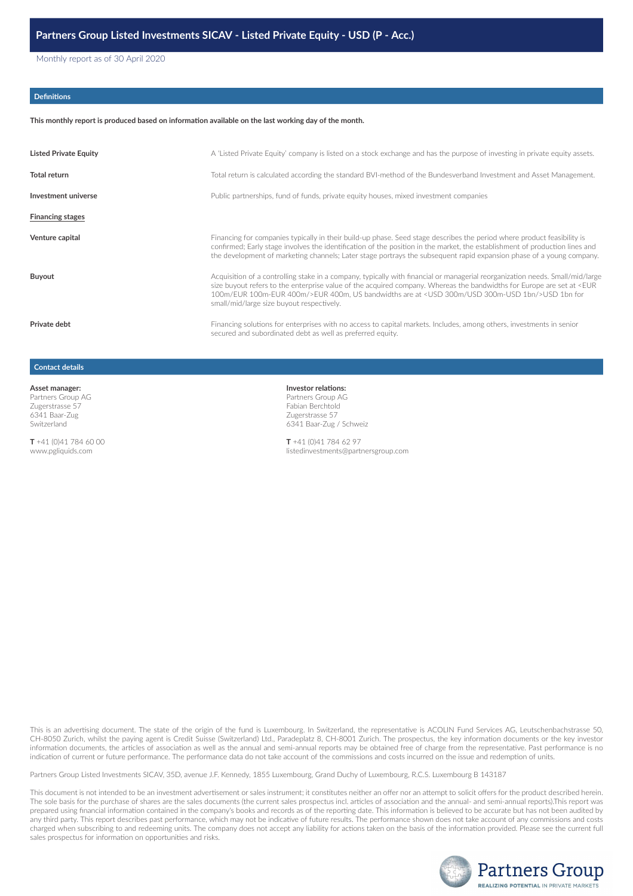# Partners Group Listed Investments SICAV - Listed Private Equity - USD (P - Acc.)

Monthly report as of 30 April 2020

## Definitions

**This monthly report is produced based on information available on the last working day of the month.**

| | |
|---|---|
| **Listed Private Equity** | A 'Listed Private Equity' company is listed on a stock exchange and has the purpose of investing in private equity assets. |
| **Total return** | Total return is calculated according the standard BVI-method of the Bundesverband Investment and Asset Management. |
| **Investment universe** | Public partnerships, fund of funds, private equity houses, mixed investment companies |
| **Financing stages** | |
| **Venture capital** | Financing for companies typically in their build-up phase. Seed stage describes the period where product feasibility is confirmed; Early stage involves the identification of the position in the market, the establishment of production lines and the development of marketing channels; Later stage portrays the subsequent rapid expansion phase of a young company. |
| **Buyout** | Acquisition of a controlling stake in a company, typically with financial or managerial reorganization needs. Small/mid/large size buyout refers to the enterprise value of the acquired company. Whereas the bandwidths for Europe are set at <EUR 100m/EUR 100m-EUR 400m/>EUR 400m, US bandwidths are at <USD 300m/USD 300m-USD 1bn/>USD 1bn for small/mid/large size buyout respectively. |
| **Private debt** | Financing solutions for enterprises with no access to capital markets. Includes, among others, investments in senior secured and subordinated debt as well as preferred equity. |

## Contact details

**Asset manager:**
Partners Group AG
Zugerstrasse 57
6341 Baar-Zug
Switzerland

**T** +41 (0)41 784 60 00
www.pgliquids.com

**Investor relations:**
Partners Group AG
Fabian Berchtold
Zugerstrasse 57
6341 Baar-Zug / Schweiz

**T** +41 (0)41 784 62 97
listedinvestments@partnersgroup.com

This is an advertising document. The state of the origin of the fund is Luxembourg. In Switzerland, the representative is ACOLIN Fund Services AG, Leutschenbachstrasse 50, CH-8050 Zurich, whilst the paying agent is Credit Suisse (Switzerland) Ltd., Paradeplatz 8, CH-8001 Zurich. The prospectus, the key information documents or the key investor information documents, the articles of association as well as the annual and semi-annual reports may be obtained free of charge from the representative. Past performance is no indication of current or future performance. The performance data do not take account of the commissions and costs incurred on the issue and redemption of units.

Partners Group Listed Investments SICAV, 35D, avenue J.F. Kennedy, 1855 Luxembourg, Grand Duchy of Luxembourg, R.C.S. Luxembourg B 143187

This document is not intended to be an investment advertisement or sales instrument; it constitutes neither an offer nor an attempt to solicit offers for the product described herein. The sole basis for the purchase of shares are the sales documents (the current sales prospectus incl. articles of association and the annual- and semi-annual reports).This report was prepared using financial information contained in the company's books and records as of the reporting date. This information is believed to be accurate but has not been audited by any third party. This report describes past performance, which may not be indicative of future results. The performance shown does not take account of any commissions and costs charged when subscribing to and redeeming units. The company does not accept any liability for actions taken on the basis of the information provided. Please see the current full sales prospectus for information on opportunities and risks.

Partners Group
REALIZING POTENTIAL IN PRIVATE MARKETS